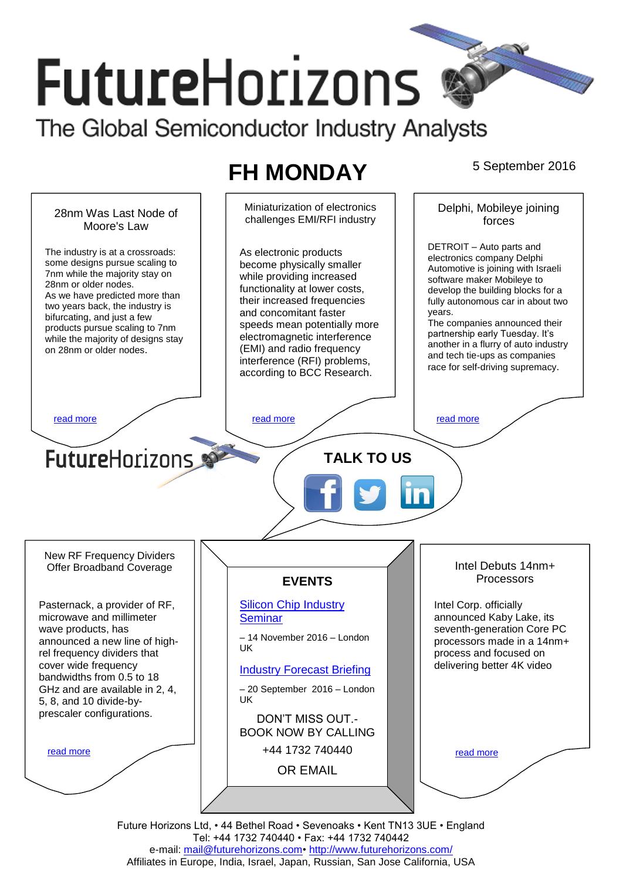# FutureHorizons

The Global Semiconductor Industry Analysts

## FH MONDAY

5 September 2016

### 28nm Was Last Node of Moore's Law

The industry is at a crossroads: some designs pursue scaling to 7nm while the majority stay on 28nm or older nodes.
As we have predicted more than two years back, the industry is bifurcating, and just a few products pursue scaling to 7nm while the majority of designs stay on 28nm or older nodes.

read more

### Miniaturization of electronics challenges EMI/RFI industry

As electronic products become physically smaller while providing increased functionality at lower costs, their increased frequencies and concomitant faster speeds mean potentially more electromagnetic interference (EMI) and radio frequency interference (RFI) problems, according to BCC Research.

read more

### Delphi, Mobileye joining forces

DETROIT – Auto parts and electronics company Delphi Automotive is joining with Israeli software maker Mobileye to develop the building blocks for a fully autonomous car in about two years.
The companies announced their partnership early Tuesday. It's another in a flurry of auto industry and tech tie-ups as companies race for self-driving supremacy.

read more

FutureHorizons

**TALK TO US**

### New RF Frequency Dividers Offer Broadband Coverage

Pasternack, a provider of RF, microwave and millimeter wave products, has announced a new line of high-rel frequency dividers that cover wide frequency bandwidths from 0.5 to 18 GHz and are available in 2, 4, 5, 8, and 10 divide-by-prescaler configurations.

read more

### EVENTS

Silicon Chip Industry Seminar

– 14 November 2016 – London UK

Industry Forecast Briefing

– 20 September 2016 – London UK

DON'T MISS OUT.-
BOOK NOW BY CALLING
+44 1732 740440
OR EMAIL

### Intel Debuts 14nm+ Processors

Intel Corp. officially announced Kaby Lake, its seventh-generation Core PC processors made in a 14nm+ process and focused on delivering better 4K video

read more

Future Horizons Ltd, • 44 Bethel Road • Sevenoaks • Kent TN13 3UE • England
Tel: +44 1732 740440 • Fax: +44 1732 740442
e-mail: mail@futurehorizons.com• http://www.futurehorizons.com/
Affiliates in Europe, India, Israel, Japan, Russian, San Jose California, USA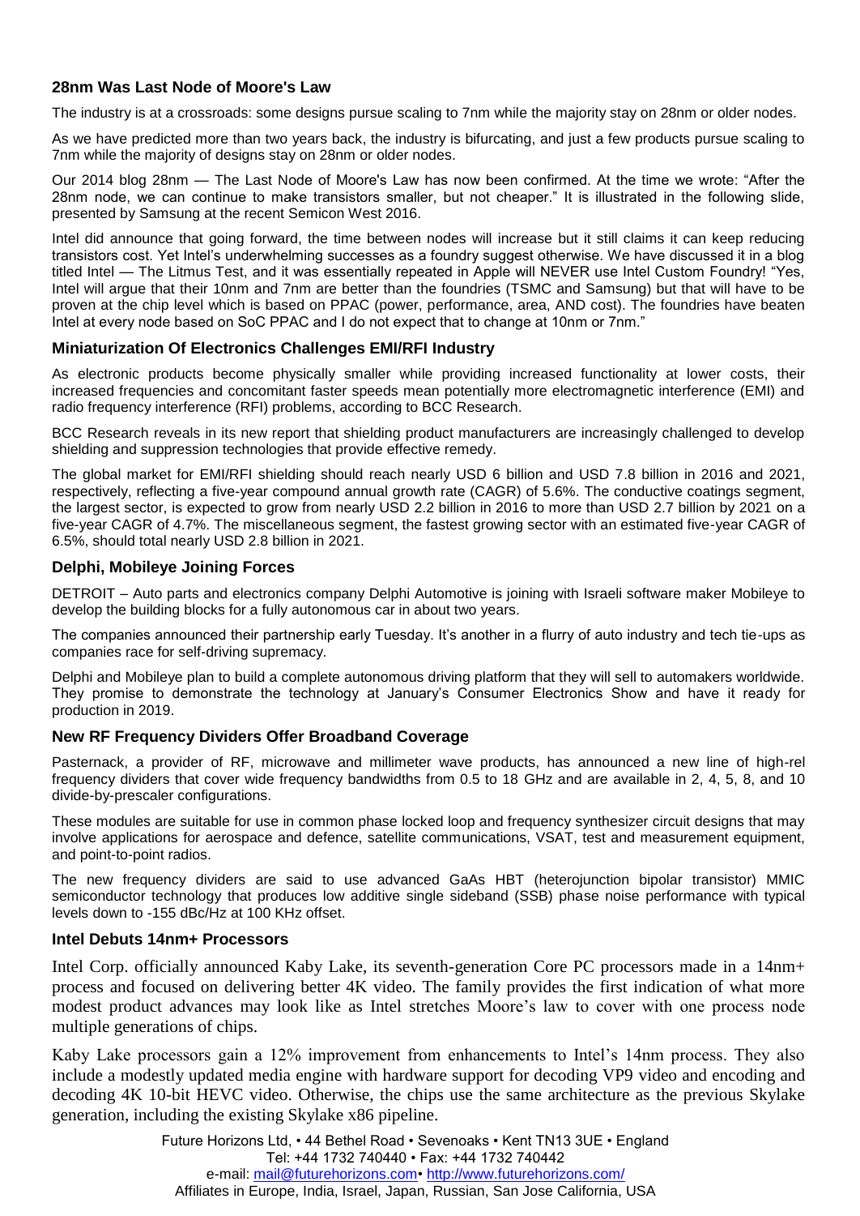## 28nm Was Last Node of Moore's Law

The industry is at a crossroads: some designs pursue scaling to 7nm while the majority stay on 28nm or older nodes.

As we have predicted more than two years back, the industry is bifurcating, and just a few products pursue scaling to 7nm while the majority of designs stay on 28nm or older nodes.

Our 2014 blog 28nm — The Last Node of Moore's Law has now been confirmed. At the time we wrote: "After the 28nm node, we can continue to make transistors smaller, but not cheaper." It is illustrated in the following slide, presented by Samsung at the recent Semicon West 2016.

Intel did announce that going forward, the time between nodes will increase but it still claims it can keep reducing transistors cost. Yet Intel's underwhelming successes as a foundry suggest otherwise. We have discussed it in a blog titled Intel — The Litmus Test, and it was essentially repeated in Apple will NEVER use Intel Custom Foundry! "Yes, Intel will argue that their 10nm and 7nm are better than the foundries (TSMC and Samsung) but that will have to be proven at the chip level which is based on PPAC (power, performance, area, AND cost). The foundries have beaten Intel at every node based on SoC PPAC and I do not expect that to change at 10nm or 7nm."

## Miniaturization Of Electronics Challenges EMI/RFI Industry

As electronic products become physically smaller while providing increased functionality at lower costs, their increased frequencies and concomitant faster speeds mean potentially more electromagnetic interference (EMI) and radio frequency interference (RFI) problems, according to BCC Research.

BCC Research reveals in its new report that shielding product manufacturers are increasingly challenged to develop shielding and suppression technologies that provide effective remedy.

The global market for EMI/RFI shielding should reach nearly USD 6 billion and USD 7.8 billion in 2016 and 2021, respectively, reflecting a five-year compound annual growth rate (CAGR) of 5.6%. The conductive coatings segment, the largest sector, is expected to grow from nearly USD 2.2 billion in 2016 to more than USD 2.7 billion by 2021 on a five-year CAGR of 4.7%. The miscellaneous segment, the fastest growing sector with an estimated five-year CAGR of 6.5%, should total nearly USD 2.8 billion in 2021.

## Delphi, Mobileye Joining Forces

DETROIT – Auto parts and electronics company Delphi Automotive is joining with Israeli software maker Mobileye to develop the building blocks for a fully autonomous car in about two years.

The companies announced their partnership early Tuesday. It's another in a flurry of auto industry and tech tie-ups as companies race for self-driving supremacy.

Delphi and Mobileye plan to build a complete autonomous driving platform that they will sell to automakers worldwide. They promise to demonstrate the technology at January's Consumer Electronics Show and have it ready for production in 2019.

## New RF Frequency Dividers Offer Broadband Coverage

Pasternack, a provider of RF, microwave and millimeter wave products, has announced a new line of high-rel frequency dividers that cover wide frequency bandwidths from 0.5 to 18 GHz and are available in 2, 4, 5, 8, and 10 divide-by-prescaler configurations.

These modules are suitable for use in common phase locked loop and frequency synthesizer circuit designs that may involve applications for aerospace and defence, satellite communications, VSAT, test and measurement equipment, and point-to-point radios.

The new frequency dividers are said to use advanced GaAs HBT (heterojunction bipolar transistor) MMIC semiconductor technology that produces low additive single sideband (SSB) phase noise performance with typical levels down to -155 dBc/Hz at 100 KHz offset.

## Intel Debuts 14nm+ Processors

Intel Corp. officially announced Kaby Lake, its seventh-generation Core PC processors made in a 14nm+ process and focused on delivering better 4K video. The family provides the first indication of what more modest product advances may look like as Intel stretches Moore's law to cover with one process node multiple generations of chips.

Kaby Lake processors gain a 12% improvement from enhancements to Intel's 14nm process. They also include a modestly updated media engine with hardware support for decoding VP9 video and encoding and decoding 4K 10-bit HEVC video. Otherwise, the chips use the same architecture as the previous Skylake generation, including the existing Skylake x86 pipeline.